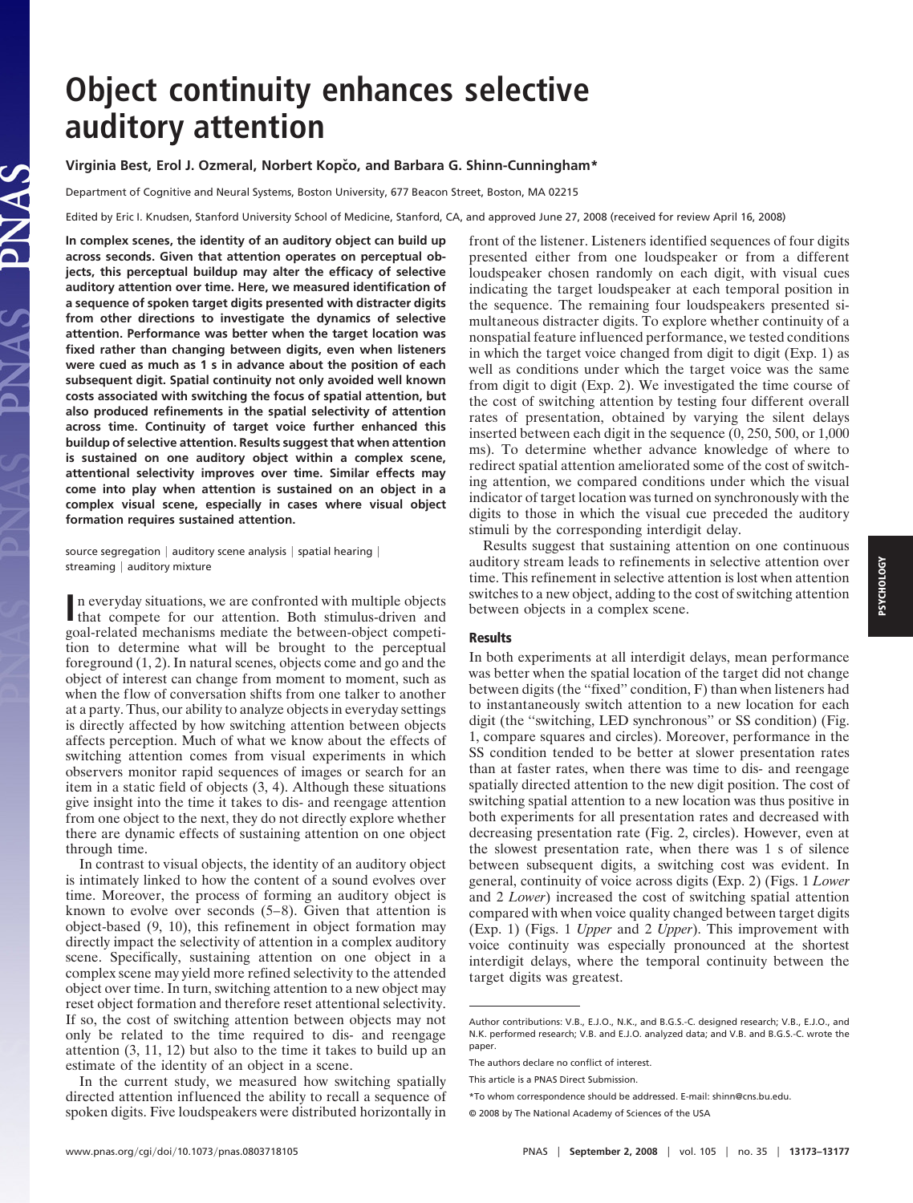# Object continuity enhances selective auditory attention

**Virginia Best, Erol J. Ozmeral, Norbert Kopčo, and Barbara G. Shinn-Cunningham***

Department of Cognitive and Neural Systems, Boston University, 677 Beacon Street, Boston, MA 02215

Edited by Eric I. Knudsen, Stanford University School of Medicine, Stanford, CA, and approved June 27, 2008 (received for review April 16, 2008)

**In complex scenes, the identity of an auditory object can build up across seconds. Given that attention operates on perceptual objects, this perceptual buildup may alter the efficacy of selective auditory attention over time. Here, we measured identification of a sequence of spoken target digits presented with distracter digits from other directions to investigate the dynamics of selective attention. Performance was better when the target location was fixed rather than changing between digits, even when listeners were cued as much as 1 s in advance about the position of each subsequent digit. Spatial continuity not only avoided well known costs associated with switching the focus of spatial attention, but also produced refinements in the spatial selectivity of attention across time. Continuity of target voice further enhanced this buildup of selective attention. Results suggest that when attention is sustained on one auditory object within a complex scene, attentional selectivity improves over time. Similar effects may come into play when attention is sustained on an object in a complex visual scene, especially in cases where visual object formation requires sustained attention.**

source segregation | auditory scene analysis | spatial hearing | streaming | auditory mixture

In everyday situations, we are confronted with multiple objects that compete for our attention. Both stimulus-driven and goal-related mechanisms mediate the between-object competition to determine what will be brought to the perceptual foreground (1, 2). In natural scenes, objects come and go and the object of interest can change from moment to moment, such as when the flow of conversation shifts from one talker to another at a party. Thus, our ability to analyze objects in everyday settings is directly affected by how switching attention between objects affects perception. Much of what we know about the effects of switching attention comes from visual experiments in which observers monitor rapid sequences of images or search for an item in a static field of objects (3, 4). Although these situations give insight into the time it takes to dis- and reengage attention from one object to the next, they do not directly explore whether there are dynamic effects of sustaining attention on one object through time.

In contrast to visual objects, the identity of an auditory object is intimately linked to how the content of a sound evolves over time. Moreover, the process of forming an auditory object is known to evolve over seconds (5–8). Given that attention is object-based (9, 10), this refinement in object formation may directly impact the selectivity of attention in a complex auditory scene. Specifically, sustaining attention on one object in a complex scene may yield more refined selectivity to the attended object over time. In turn, switching attention to a new object may reset object formation and therefore reset attentional selectivity. If so, the cost of switching attention between objects may not only be related to the time required to dis- and reengage attention (3, 11, 12) but also to the time it takes to build up an estimate of the identity of an object in a scene.

In the current study, we measured how switching spatially directed attention influenced the ability to recall a sequence of spoken digits. Five loudspeakers were distributed horizontally in front of the listener. Listeners identified sequences of four digits presented either from one loudspeaker or from a different loudspeaker chosen randomly on each digit, with visual cues indicating the target loudspeaker at each temporal position in the sequence. The remaining four loudspeakers presented simultaneous distracter digits. To explore whether continuity of a nonspatial feature influenced performance, we tested conditions in which the target voice changed from digit to digit (Exp. 1) as well as conditions under which the target voice was the same from digit to digit (Exp. 2). We investigated the time course of the cost of switching attention by testing four different overall rates of presentation, obtained by varying the silent delays inserted between each digit in the sequence (0, 250, 500, or 1,000 ms). To determine whether advance knowledge of where to redirect spatial attention ameliorated some of the cost of switching attention, we compared conditions under which the visual indicator of target location was turned on synchronously with the digits to those in which the visual cue preceded the auditory stimuli by the corresponding interdigit delay.

Results suggest that sustaining attention on one continuous auditory stream leads to refinements in selective attention over time. This refinement in selective attention is lost when attention switches to a new object, adding to the cost of switching attention between objects in a complex scene.

## Results

In both experiments at all interdigit delays, mean performance was better when the spatial location of the target did not change between digits (the "fixed" condition, F) than when listeners had to instantaneously switch attention to a new location for each digit (the "switching, LED synchronous" or SS condition) (Fig. 1, compare squares and circles). Moreover, performance in the SS condition tended to be better at slower presentation rates than at faster rates, when there was time to dis- and reengage spatially directed attention to the new digit position. The cost of switching spatial attention to a new location was thus positive in both experiments for all presentation rates and decreased with decreasing presentation rate (Fig. 2, circles). However, even at the slowest presentation rate, when there was 1 s of silence between subsequent digits, a switching cost was evident. In general, continuity of voice across digits (Exp. 2) (Figs. 1 *Lower* and 2 *Lower*) increased the cost of switching spatial attention compared with when voice quality changed between target digits (Exp. 1) (Figs. 1 *Upper* and 2 *Upper*). This improvement with voice continuity was especially pronounced at the shortest interdigit delays, where the temporal continuity between the target digits was greatest.

---

Author contributions: V.B., E.J.O., N.K., and B.G.S.-C. designed research; V.B., E.J.O., and N.K. performed research; V.B. and E.J.O. analyzed data; and V.B. and B.G.S.-C. wrote the paper.

The authors declare no conflict of interest.

This article is a PNAS Direct Submission.

*To whom correspondence should be addressed. E-mail: shinn@cns.bu.edu.

© 2008 by The National Academy of Sciences of the USA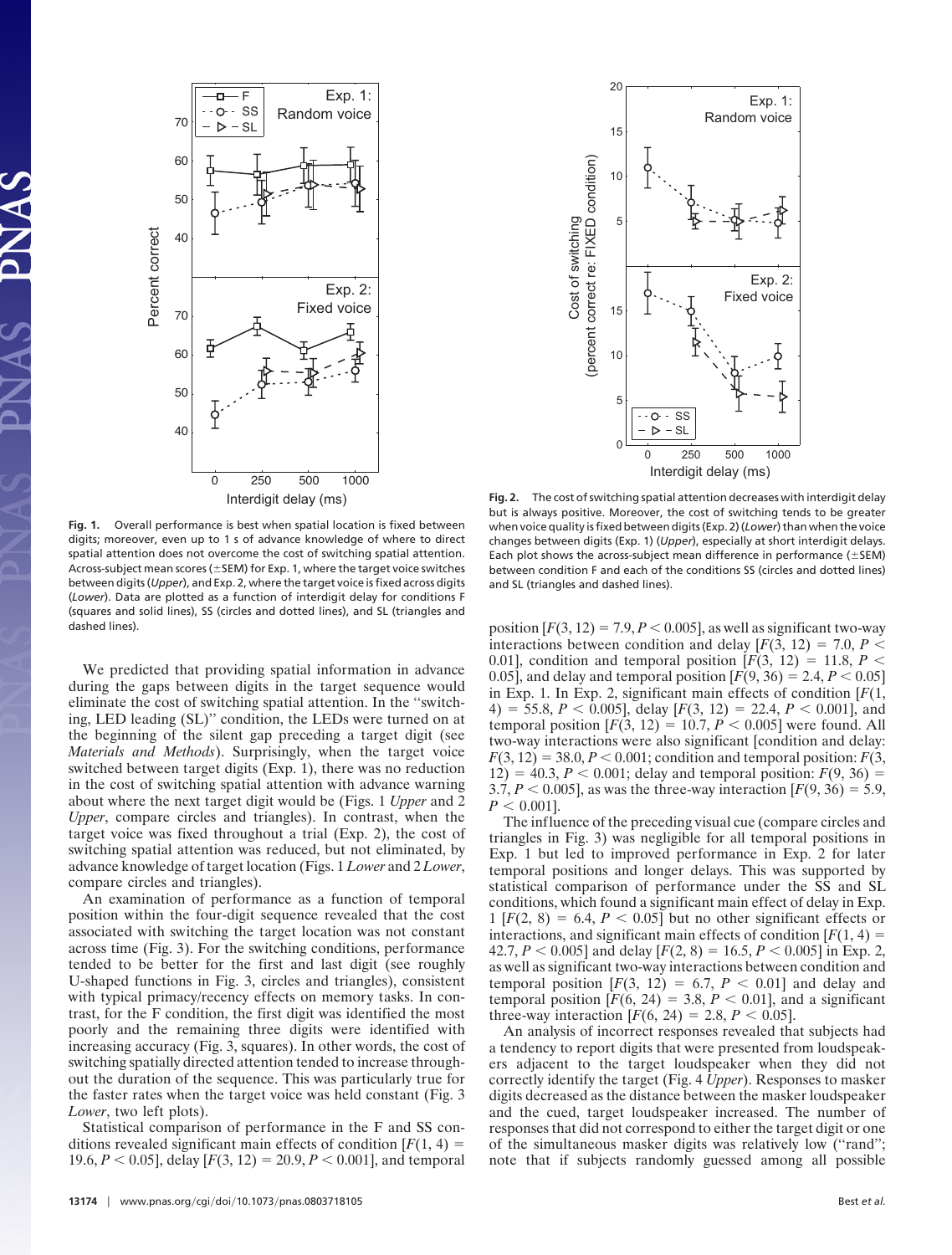Fig. 1. Overall performance is best when spatial location is fixed between digits; moreover, even up to 1 s of advance knowledge of where to direct spatial attention does not overcome the cost of switching spatial attention. Across-subject mean scores (±SEM) for Exp. 1, where the target voice switches between digits (*Upper*), and Exp. 2, where the target voice is fixed across digits (*Lower*). Data are plotted as a function of interdigit delay for conditions F (squares and solid lines), SS (circles and dotted lines), and SL (triangles and dashed lines).

Fig. 2. The cost of switching spatial attention decreases with interdigit delay but is always positive. Moreover, the cost of switching tends to be greater when voice quality is fixed between digits (Exp. 2) (*Lower*) than when the voice changes between digits (Exp. 1) (*Upper*), especially at short interdigit delays. Each plot shows the across-subject mean difference in performance (±SEM) between condition F and each of the conditions SS (circles and dotted lines) and SL (triangles and dashed lines).

We predicted that providing spatial information in advance during the gaps between digits in the target sequence would eliminate the cost of switching spatial attention. In the "switching, LED leading (SL)" condition, the LEDs were turned on at the beginning of the silent gap preceding a target digit (see *Materials and Methods*). Surprisingly, when the target voice switched between target digits (Exp. 1), there was no reduction in the cost of switching spatial attention with advance warning about where the next target digit would be (Figs. 1 *Upper* and 2 *Upper*, compare circles and triangles). In contrast, when the target voice was fixed throughout a trial (Exp. 2), the cost of switching spatial attention was reduced, but not eliminated, by advance knowledge of target location (Figs. 1 *Lower* and 2 *Lower*, compare circles and triangles).

An examination of performance as a function of temporal position within the four-digit sequence revealed that the cost associated with switching the target location was not constant across time (Fig. 3). For the switching conditions, performance tended to be better for the first and last digit (see roughly U-shaped functions in Fig. 3, circles and triangles), consistent with typical primacy/recency effects on memory tasks. In contrast, for the F condition, the first digit was identified the most poorly and the remaining three digits were identified with increasing accuracy (Fig. 3, squares). In other words, the cost of switching spatially directed attention tended to increase throughout the duration of the sequence. This was particularly true for the faster rates when the target voice was held constant (Fig. 3 *Lower*, two left plots).

Statistical comparison of performance in the F and SS conditions revealed significant main effects of condition [$F(1, 4) = 19.6$, $P < 0.05$], delay [$F(3, 12) = 20.9$, $P < 0.001$], and temporal position [$F(3, 12) = 7.9$, $P < 0.005$], as well as significant two-way interactions between condition and delay [$F(3, 12) = 7.0$, $P < 0.01$], condition and temporal position [$F(3, 12) = 11.8$, $P < 0.05$], and delay and temporal position [$F(9, 36) = 2.4$, $P < 0.05$] in Exp. 1. In Exp. 2, significant main effects of condition [$F(1, 4) = 55.8$, $P < 0.005$], delay [$F(3, 12) = 22.4$, $P < 0.001$], and temporal position [$F(3, 12) = 10.7$, $P < 0.005$] were found. All two-way interactions were also significant [condition and delay: $F(3, 12) = 38.0$, $P < 0.001$; condition and temporal position: $F(3, 12) = 40.3$, $P < 0.001$; delay and temporal position: $F(9, 36) = 3.7$, $P < 0.005$], as was the three-way interaction [$F(9, 36) = 5.9$, $P < 0.001$].

The influence of the preceding visual cue (compare circles and triangles in Fig. 3) was negligible for all temporal positions in Exp. 1 but led to improved performance in Exp. 2 for later temporal positions and longer delays. This was supported by statistical comparison of performance under the SS and SL conditions, which found a significant main effect of delay in Exp. 1 [$F(2, 8) = 6.4$, $P < 0.05$] but no other significant effects or interactions, and significant main effects of condition [$F(1, 4) = 42.7$, $P < 0.005$] and delay [$F(2, 8) = 16.5$, $P < 0.005$] in Exp. 2, as well as significant two-way interactions between condition and temporal position [$F(3, 12) = 6.7$, $P < 0.01$] and delay and temporal position [$F(6, 24) = 3.8$, $P < 0.01$], and a significant three-way interaction [$F(6, 24) = 2.8$, $P < 0.05$].

An analysis of incorrect responses revealed that subjects had a tendency to report digits that were presented from loudspeakers adjacent to the target loudspeaker when they did not correctly identify the target (Fig. 4 *Upper*). Responses to masker digits decreased as the distance between the masker loudspeaker and the cued, target loudspeaker increased. The number of responses that did not correspond to either the target digit or one of the simultaneous masker digits was relatively low ("rand"; note that if subjects randomly guessed among all possible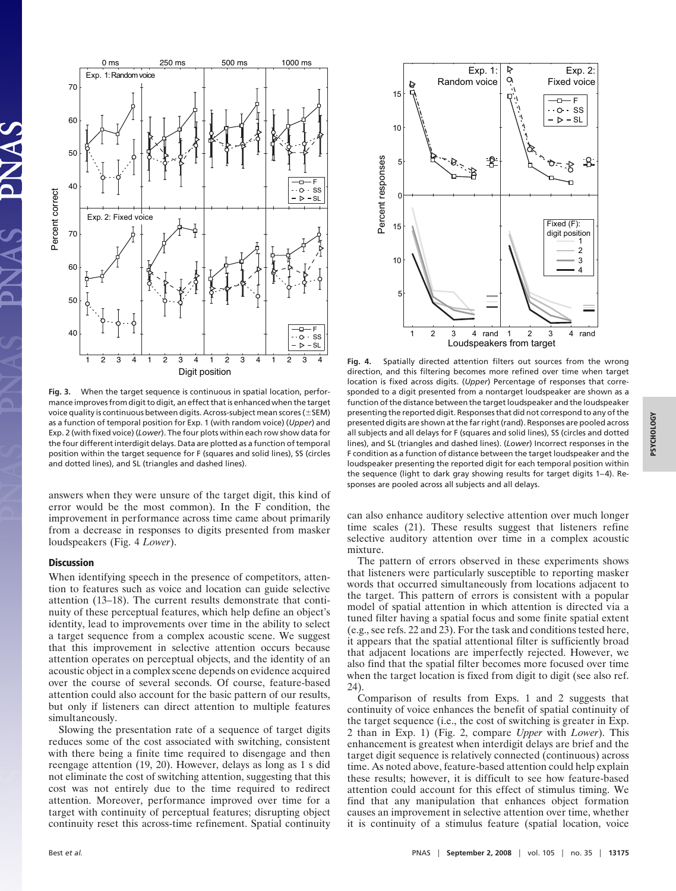0 ms
250 ms
500 ms
1000 ms

Exp. 1: Random voice

70
60
50
40

Percent correct

F
SS
SL

Exp. 2: Fixed voice

70
60
50
40

F
SS
SL

1 2 3 4 1 2 3 4 1 2 3 4 1 2 3 4

Digit position

**Fig. 3.** When the target sequence is continuous in spatial location, performance improves from digit to digit, an effect that is enhanced when the target voice quality is continuous between digits. Across-subject mean scores (±SEM) as a function of temporal position for Exp. 1 (with random voice) (*Upper*) and Exp. 2 (with fixed voice) (*Lower*). The four plots within each row show data for the four different interdigit delays. Data are plotted as a function of temporal position within the target sequence for F (squares and solid lines), SS (circles and dotted lines), and SL (triangles and dashed lines).

Exp. 1: Random voice

Exp. 2: Fixed voice

F
SS
SL

15
10
5
0

Percent responses

15
10
5

Fixed (F): digit position
1
2
3
4

1 2 3 4 rand 1 2 3 4 rand

Loudspeakers from target

**Fig. 4.** Spatially directed attention filters out sources from the wrong direction, and this filtering becomes more refined over time when target location is fixed across digits. (*Upper*) Percentage of responses that corresponded to a digit presented from a nontarget loudspeaker are shown as a function of the distance between the target loudspeaker and the loudspeaker presenting the reported digit. Responses that did not correspond to any of the presented digits are shown at the far right (rand). Responses are pooled across all subjects and all delays for F (squares and solid lines), SS (circles and dotted lines), and SL (triangles and dashed lines). (*Lower*) Incorrect responses in the F condition as a function of distance between the target loudspeaker and the loudspeaker presenting the reported digit for each temporal position within the sequence (light to dark gray showing results for target digits 1–4). Responses are pooled across all subjects and all delays.

answers when they were unsure of the target digit, this kind of error would be the most common). In the F condition, the improvement in performance across time came about primarily from a decrease in responses to digits presented from masker loudspeakers (Fig. 4 *Lower*).

## Discussion

When identifying speech in the presence of competitors, attention to features such as voice and location can guide selective attention (13–18). The current results demonstrate that continuity of these perceptual features, which help define an object's identity, lead to improvements over time in the ability to select a target sequence from a complex acoustic scene. We suggest that this improvement in selective attention occurs because attention operates on perceptual objects, and the identity of an acoustic object in a complex scene depends on evidence acquired over the course of several seconds. Of course, feature-based attention could also account for the basic pattern of our results, but only if listeners can direct attention to multiple features simultaneously.

Slowing the presentation rate of a sequence of target digits reduces some of the cost associated with switching, consistent with there being a finite time required to disengage and then reengage attention (19, 20). However, delays as long as 1 s did not eliminate the cost of switching attention, suggesting that this cost was not entirely due to the time required to redirect attention. Moreover, performance improved over time for a target with continuity of perceptual features; disrupting object continuity reset this across-time refinement. Spatial continuity can also enhance auditory selective attention over much longer time scales (21). These results suggest that listeners refine selective auditory attention over time in a complex acoustic mixture.

The pattern of errors observed in these experiments shows that listeners were particularly susceptible to reporting masker words that occurred simultaneously from locations adjacent to the target. This pattern of errors is consistent with a popular model of spatial attention in which attention is directed via a tuned filter having a spatial focus and some finite spatial extent (e.g., see refs. 22 and 23). For the task and conditions tested here, it appears that the spatial attentional filter is sufficiently broad that adjacent locations are imperfectly rejected. However, we also find that the spatial filter becomes more focused over time when the target location is fixed from digit to digit (see also ref. 24).

Comparison of results from Exps. 1 and 2 suggests that continuity of voice enhances the benefit of spatial continuity of the target sequence (i.e., the cost of switching is greater in Exp. 2 than in Exp. 1) (Fig. 2, compare *Upper* with *Lower*). This enhancement is greatest when interdigit delays are brief and the target digit sequence is relatively connected (continuous) across time. As noted above, feature-based attention could help explain these results; however, it is difficult to see how feature-based attention could account for this effect of stimulus timing. We find that any manipulation that enhances object formation causes an improvement in selective attention over time, whether it is continuity of a stimulus feature (spatial location, voice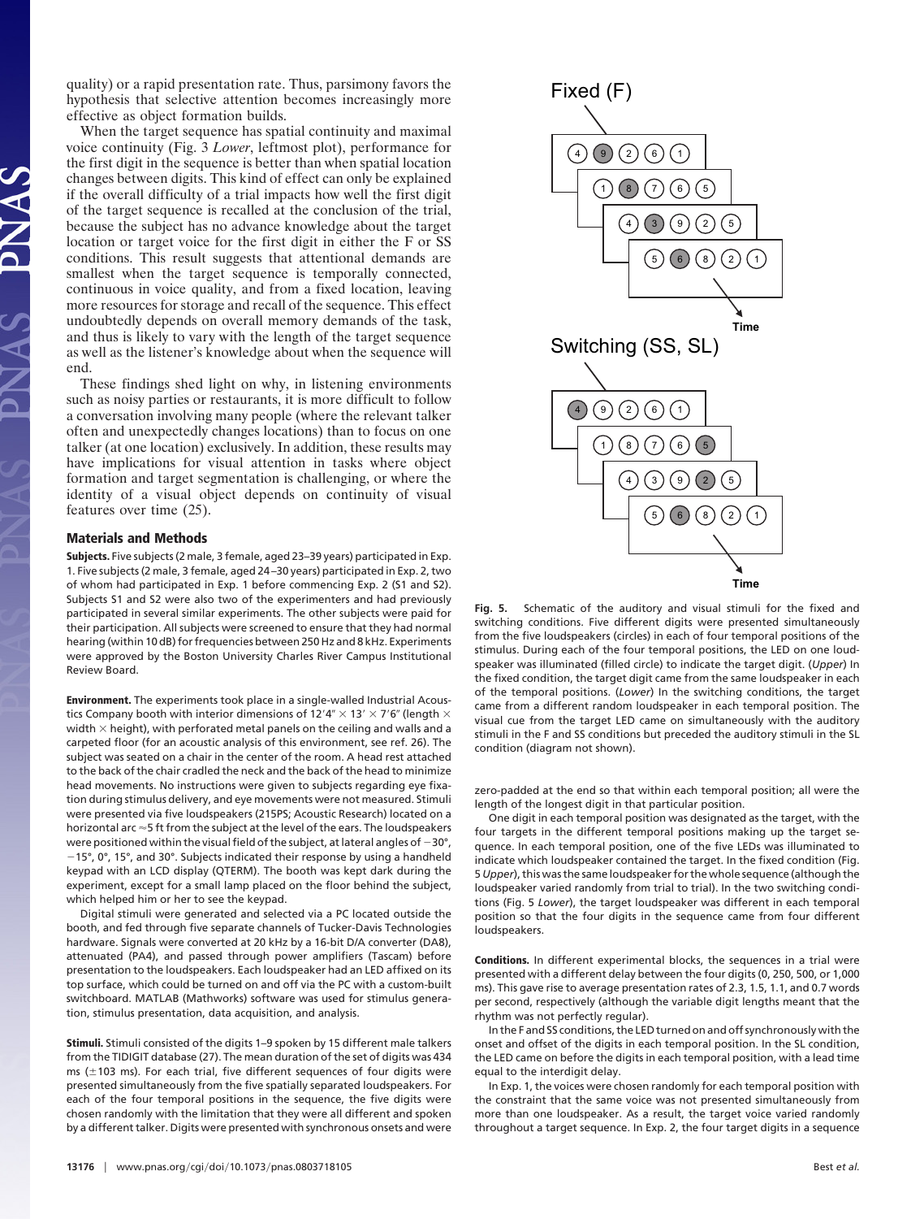quality) or a rapid presentation rate. Thus, parsimony favors the hypothesis that selective attention becomes increasingly more effective as object formation builds.

When the target sequence has spatial continuity and maximal voice continuity (Fig. 3 *Lower*, leftmost plot), performance for the first digit in the sequence is better than when spatial location changes between digits. This kind of effect can only be explained if the overall difficulty of a trial impacts how well the first digit of the target sequence is recalled at the conclusion of the trial, because the subject has no advance knowledge about the target location or target voice for the first digit in either the F or SS conditions. This result suggests that attentional demands are smallest when the target sequence is temporally connected, continuous in voice quality, and from a fixed location, leaving more resources for storage and recall of the sequence. This effect undoubtedly depends on overall memory demands of the task, and thus is likely to vary with the length of the target sequence as well as the listener's knowledge about when the sequence will end.

These findings shed light on why, in listening environments such as noisy parties or restaurants, it is more difficult to follow a conversation involving many people (where the relevant talker often and unexpectedly changes locations) than to focus on one talker (at one location) exclusively. In addition, these results may have implications for visual attention in tasks where object formation and target segmentation is challenging, or where the identity of a visual object depends on continuity of visual features over time (25).

## Materials and Methods

**Subjects.** Five subjects (2 male, 3 female, aged 23–39 years) participated in Exp. 1. Five subjects (2 male, 3 female, aged 24–30 years) participated in Exp. 2, two of whom had participated in Exp. 1 before commencing Exp. 2 (S1 and S2). Subjects S1 and S2 were also two of the experimenters and had previously participated in several similar experiments. The other subjects were paid for their participation. All subjects were screened to ensure that they had normal hearing (within 10 dB) for frequencies between 250 Hz and 8 kHz. Experiments were approved by the Boston University Charles River Campus Institutional Review Board.

**Environment.** The experiments took place in a single-walled Industrial Acoustics Company booth with interior dimensions of 12′4″ × 13′ × 7′6″ (length × width × height), with perforated metal panels on the ceiling and walls and a carpeted floor (for an acoustic analysis of this environment, see ref. 26). The subject was seated on a chair in the center of the room. A head rest attached to the back of the chair cradled the neck and the back of the head to minimize head movements. No instructions were given to subjects regarding eye fixation during stimulus delivery, and eye movements were not measured. Stimuli were presented via five loudspeakers (215PS; Acoustic Research) located on a horizontal arc ≈5 ft from the subject at the level of the ears. The loudspeakers were positioned within the visual field of the subject, at lateral angles of −30°, −15°, 0°, 15°, and 30°. Subjects indicated their response by using a handheld keypad with an LCD display (QTERM). The booth was kept dark during the experiment, except for a small lamp placed on the floor behind the subject, which helped him or her to see the keypad.

Digital stimuli were generated and selected via a PC located outside the booth, and fed through five separate channels of Tucker-Davis Technologies hardware. Signals were converted at 20 kHz by a 16-bit D/A converter (DA8), attenuated (PA4), and passed through power amplifiers (Tascam) before presentation to the loudspeakers. Each loudspeaker had an LED affixed on its top surface, which could be turned on and off via the PC with a custom-built switchboard. MATLAB (Mathworks) software was used for stimulus generation, stimulus presentation, data acquisition, and analysis.

**Stimuli.** Stimuli consisted of the digits 1–9 spoken by 15 different male talkers from the TIDIGIT database (27). The mean duration of the set of digits was 434 ms (±103 ms). For each trial, five different sequences of four digits were presented simultaneously from the five spatially separated loudspeakers. For each of the four temporal positions in the sequence, the five digits were chosen randomly with the limitation that they were all different and spoken by a different talker. Digits were presented with synchronous onsets and were zero-padded at the end so that within each temporal position; all were the length of the longest digit in that particular position.

One digit in each temporal position was designated as the target, with the four targets in the different temporal positions making up the target sequence. In each temporal position, one of the five LEDs was illuminated to indicate which loudspeaker contained the target. In the fixed condition (Fig. 5 *Upper*), this was the same loudspeaker for the whole sequence (although the loudspeaker varied randomly from trial to trial). In the two switching conditions (Fig. 5 *Lower*), the target loudspeaker was different in each temporal position so that the four digits in the sequence came from four different loudspeakers.

**Fig. 5.** Schematic of the auditory and visual stimuli for the fixed and switching conditions. Five different digits were presented simultaneously from the five loudspeakers (circles) in each of four temporal positions of the stimulus. During each of the four temporal positions, the LED on one loudspeaker was illuminated (filled circle) to indicate the target digit. (*Upper*) In the fixed condition, the target digit came from the same loudspeaker in each of the temporal positions. (*Lower*) In the switching conditions, the target came from a different random loudspeaker in each temporal position. The visual cue from the target LED came on simultaneously with the auditory stimuli in the F and SS conditions but preceded the auditory stimuli in the SL condition (diagram not shown).

**Conditions.** In different experimental blocks, the sequences in a trial were presented with a different delay between the four digits (0, 250, 500, or 1,000 ms). This gave rise to average presentation rates of 2.3, 1.5, 1.1, and 0.7 words per second, respectively (although the variable digit lengths meant that the rhythm was not perfectly regular).

In the F and SS conditions, the LED turned on and off synchronously with the onset and offset of the digits in each temporal position. In the SL condition, the LED came on before the digits in each temporal position, with a lead time equal to the interdigit delay.

In Exp. 1, the voices were chosen randomly for each temporal position with the constraint that the same voice was not presented simultaneously from more than one loudspeaker. As a result, the target voice varied randomly throughout a target sequence. In Exp. 2, the four target digits in a sequence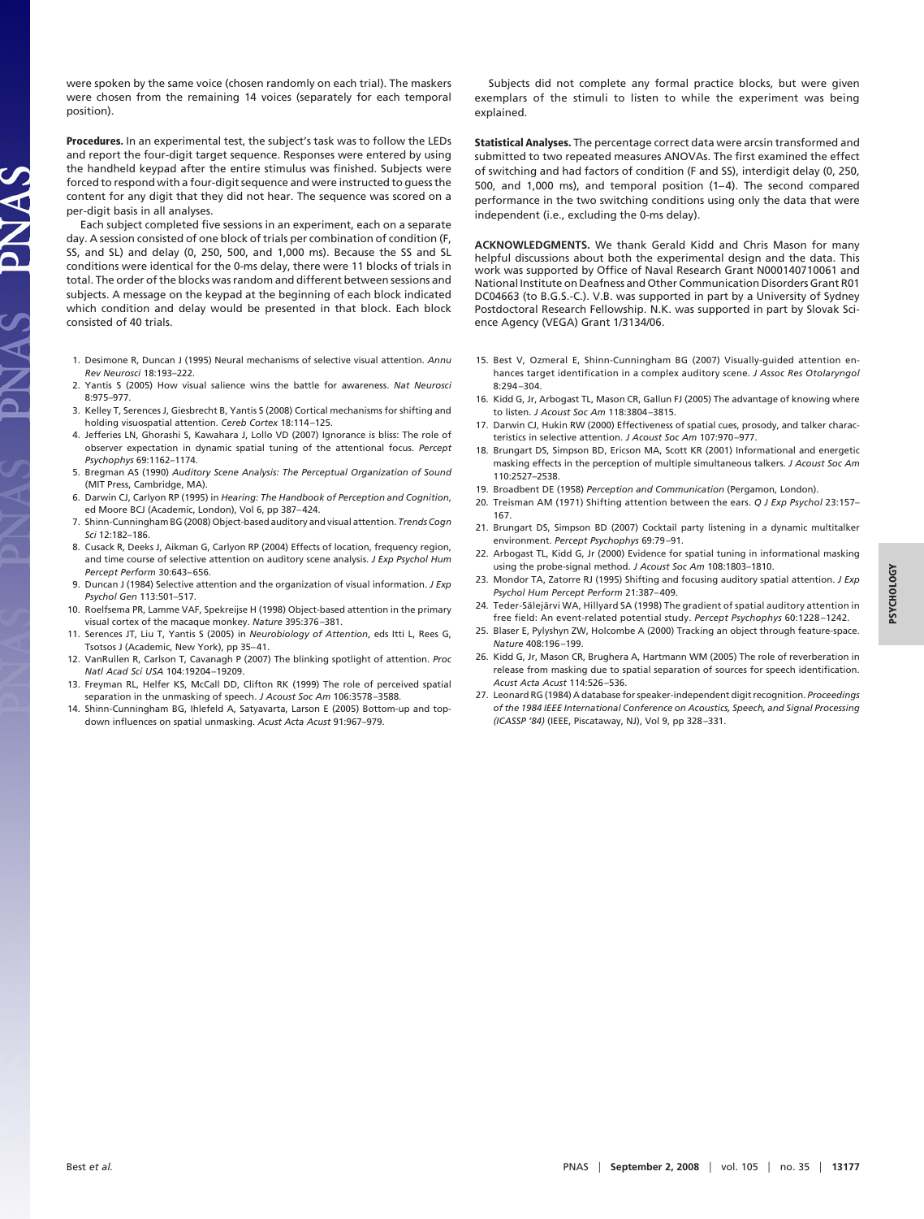were spoken by the same voice (chosen randomly on each trial). The maskers were chosen from the remaining 14 voices (separately for each temporal position).

**Procedures.** In an experimental test, the subject's task was to follow the LEDs and report the four-digit target sequence. Responses were entered by using the handheld keypad after the entire stimulus was finished. Subjects were forced to respond with a four-digit sequence and were instructed to guess the content for any digit that they did not hear. The sequence was scored on a per-digit basis in all analyses.

Each subject completed five sessions in an experiment, each on a separate day. A session consisted of one block of trials per combination of condition (F, SS, and SL) and delay (0, 250, 500, and 1,000 ms). Because the SS and SL conditions were identical for the 0-ms delay, there were 11 blocks of trials in total. The order of the blocks was random and different between sessions and subjects. A message on the keypad at the beginning of each block indicated which condition and delay would be presented in that block. Each block consisted of 40 trials.

Subjects did not complete any formal practice blocks, but were given exemplars of the stimuli to listen to while the experiment was being explained.

**Statistical Analyses.** The percentage correct data were arcsin transformed and submitted to two repeated measures ANOVAs. The first examined the effect of switching and had factors of condition (F and SS), interdigit delay (0, 250, 500, and 1,000 ms), and temporal position (1–4). The second compared performance in the two switching conditions using only the data that were independent (i.e., excluding the 0-ms delay).

**ACKNOWLEDGMENTS.** We thank Gerald Kidd and Chris Mason for many helpful discussions about both the experimental design and the data. This work was supported by Office of Naval Research Grant N000140710061 and National Institute on Deafness and Other Communication Disorders Grant R01 DC04663 (to B.G.S.-C.). V.B. was supported in part by a University of Sydney Postdoctoral Research Fellowship. N.K. was supported in part by Slovak Science Agency (VEGA) Grant 1/3134/06.

1. Desimone R, Duncan J (1995) Neural mechanisms of selective visual attention. *Annu Rev Neurosci* 18:193–222.
2. Yantis S (2005) How visual salience wins the battle for awareness. *Nat Neurosci* 8:975–977.
3. Kelley T, Serences J, Giesbrecht B, Yantis S (2008) Cortical mechanisms for shifting and holding visuospatial attention. *Cereb Cortex* 18:114–125.
4. Jefferies LN, Ghorashi S, Kawahara J, Lollo VD (2007) Ignorance is bliss: The role of observer expectation in dynamic spatial tuning of the attentional focus. *Percept Psychophys* 69:1162–1174.
5. Bregman AS (1990) *Auditory Scene Analysis: The Perceptual Organization of Sound* (MIT Press, Cambridge, MA).
6. Darwin CJ, Carlyon RP (1995) in *Hearing: The Handbook of Perception and Cognition*, ed Moore BCJ (Academic, London), Vol 6, pp 387–424.
7. Shinn-Cunningham BG (2008) Object-based auditory and visual attention. *Trends Cogn Sci* 12:182–186.
8. Cusack R, Deeks J, Aikman G, Carlyon RP (2004) Effects of location, frequency region, and time course of selective attention on auditory scene analysis. *J Exp Psychol Hum Percept Perform* 30:643–656.
9. Duncan J (1984) Selective attention and the organization of visual information. *J Exp Psychol Gen* 113:501–517.
10. Roelfsema PR, Lamme VAF, Spekreijse H (1998) Object-based attention in the primary visual cortex of the macaque monkey. *Nature* 395:376–381.
11. Serences JT, Liu T, Yantis S (2005) in *Neurobiology of Attention*, eds Itti L, Rees G, Tsotsos J (Academic, New York), pp 35–41.
12. VanRullen R, Carlson T, Cavanagh P (2007) The blinking spotlight of attention. *Proc Natl Acad Sci USA* 104:19204–19209.
13. Freyman RL, Helfer KS, McCall DD, Clifton RK (1999) The role of perceived spatial separation in the unmasking of speech. *J Acoust Soc Am* 106:3578–3588.
14. Shinn-Cunningham BG, Ihlefeld A, Satyavarta, Larson E (2005) Bottom-up and top-down influences on spatial unmasking. *Acust Acta Acust* 91:967–979.
15. Best V, Ozmeral E, Shinn-Cunningham BG (2007) Visually-guided attention enhances target identification in a complex auditory scene. *J Assoc Res Otolaryngol* 8:294–304.
16. Kidd G, Jr, Arbogast TL, Mason CR, Gallun FJ (2005) The advantage of knowing where to listen. *J Acoust Soc Am* 118:3804–3815.
17. Darwin CJ, Hukin RW (2000) Effectiveness of spatial cues, prosody, and talker characteristics in selective attention. *J Acoust Soc Am* 107:970–977.
18. Brungart DS, Simpson BD, Ericson MA, Scott KR (2001) Informational and energetic masking effects in the perception of multiple simultaneous talkers. *J Acoust Soc Am* 110:2527–2538.
19. Broadbent DE (1958) *Perception and Communication* (Pergamon, London).
20. Treisman AM (1971) Shifting attention between the ears. *Q J Exp Psychol* 23:157–167.
21. Brungart DS, Simpson BD (2007) Cocktail party listening in a dynamic multitalker environment. *Percept Psychophys* 69:79–91.
22. Arbogast TL, Kidd G, Jr (2000) Evidence for spatial tuning in informational masking using the probe-signal method. *J Acoust Soc Am* 108:1803–1810.
23. Mondor TA, Zatorre RJ (1995) Shifting and focusing auditory spatial attention. *J Exp Psychol Hum Percept Perform* 21:387–409.
24. Teder-Sälejärvi WA, Hillyard SA (1998) The gradient of spatial auditory attention in free field: An event-related potential study. *Percept Psychophys* 60:1228–1242.
25. Blaser E, Pylyshyn ZW, Holcombe A (2000) Tracking an object through feature-space. *Nature* 408:196–199.
26. Kidd G, Jr, Mason CR, Brughera A, Hartmann WM (2005) The role of reverberation in release from masking due to spatial separation of sources for speech identification. *Acust Acta Acust* 114:526–536.
27. Leonard RG (1984) A database for speaker-independent digit recognition. *Proceedings of the 1984 IEEE International Conference on Acoustics, Speech, and Signal Processing (ICASSP '84)* (IEEE, Piscataway, NJ), Vol 9, pp 328–331.